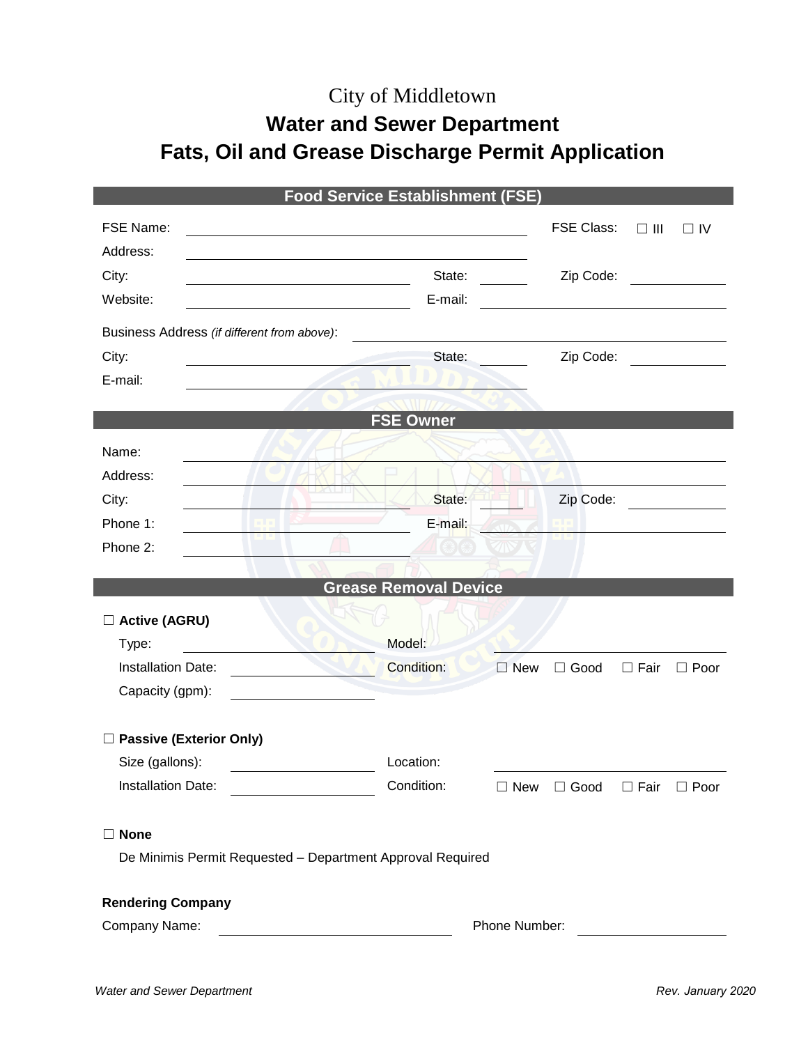# City of Middletown

## Water and Sewer Department

## Fats, Oil and Grease Discharge Permit Application

### Food Service Establishment (FSE)

FSE Name: ______________________ FSE Class: ☐ III ☐ IV

Address: ______________________

City: ______________ State: ______ Zip Code: ________

Website: ______________ E-mail: ______________

Business Address *(if different from above)*: ______________________

City: ______________ State: ______ Zip Code: ________

E-mail: ______________________

### FSE Owner

Name: ______________________

Address: ______________________

City: ______________ State: ______ Zip Code: ________

Phone 1: ______________ E-mail: ______________

Phone 2: ______________

### Grease Removal Device

☐ **Active (AGRU)**

Type: ______________ Model: ______________

Installation Date: ______________ Condition: ☐ New ☐ Good ☐ Fair ☐ Poor

Capacity (gpm): ______________

☐ **Passive (Exterior Only)**

Size (gallons): ______________ Location: ______________

Installation Date: ______________ Condition: ☐ New ☐ Good ☐ Fair ☐ Poor

☐ **None**

De Minimis Permit Requested – Department Approval Required

**Rendering Company**

Company Name: ______________ Phone Number: ______________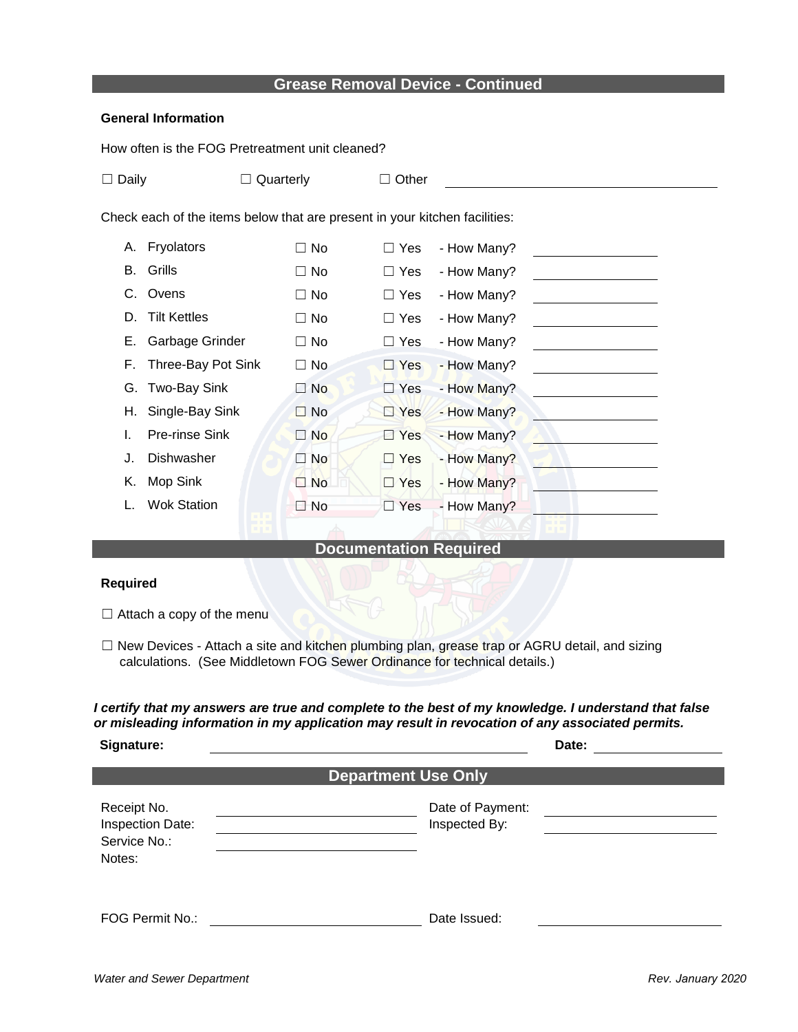## Grease Removal Device - Continued

**General Information**

How often is the FOG Pretreatment unit cleaned?

☐ Daily ☐ Quarterly ☐ Other ______________________

Check each of the items below that are present in your kitchen facilities:

| | | | | |
|---|---|---|---|---|
| A. Fryolators | ☐ No | ☐ Yes | - How Many? | ________ |
| B. Grills | ☐ No | ☐ Yes | - How Many? | ________ |
| C. Ovens | ☐ No | ☐ Yes | - How Many? | ________ |
| D. Tilt Kettles | ☐ No | ☐ Yes | - How Many? | ________ |
| E. Garbage Grinder | ☐ No | ☐ Yes | - How Many? | ________ |
| F. Three-Bay Pot Sink | ☐ No | ☐ Yes | - How Many? | ________ |
| G. Two-Bay Sink | ☐ No | ☐ Yes | - How Many? | ________ |
| H. Single-Bay Sink | ☐ No | ☐ Yes | - How Many? | ________ |
| I. Pre-rinse Sink | ☐ No | ☐ Yes | - How Many? | ________ |
| J. Dishwasher | ☐ No | ☐ Yes | - How Many? | ________ |
| K. Mop Sink | ☐ No | ☐ Yes | - How Many? | ________ |
| L. Wok Station | ☐ No | ☐ Yes | - How Many? | ________ |

## Documentation Required

**Required**

☐ Attach a copy of the menu

☐ New Devices - Attach a site and kitchen plumbing plan, grease trap or AGRU detail, and sizing calculations. (See Middletown FOG Sewer Ordinance for technical details.)

***I certify that my answers are true and complete to the best of my knowledge. I understand that false or misleading information in my application may result in revocation of any associated permits.***

**Signature:** ______________________ **Date:** ____________

## Department Use Only

Receipt No. ______________________ Date of Payment: ______________________

Inspection Date: ______________________ Inspected By: ______________________

Service No.: ______________________

Notes:

FOG Permit No.: ______________________ Date Issued: ______________________

*Water and Sewer Department* *Rev. January 2020*